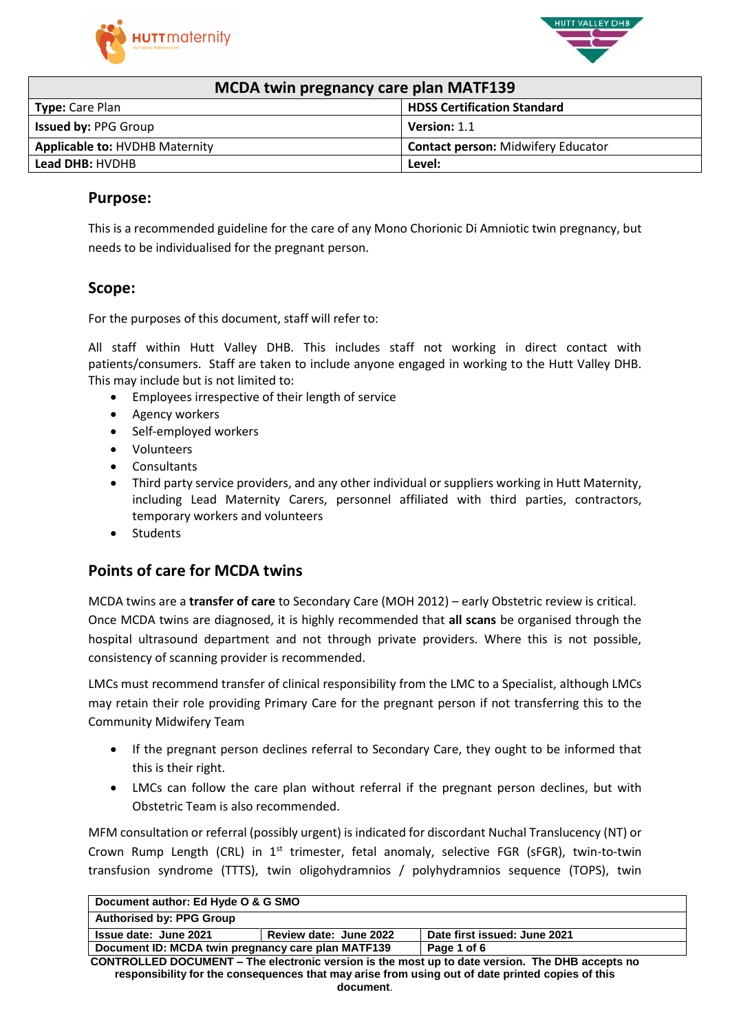| MCDA twin pregnancy care plan MATF139 | |
|---|---|
| **Type:** Care Plan | **HDSS Certification Standard** |
| **Issued by:** PPG Group | **Version:** 1.1 |
| **Applicable to:** HVDHB Maternity | **Contact person:** Midwifery Educator |
| **Lead DHB:** HVDHB | **Level:** |

## Purpose:

This is a recommended guideline for the care of any Mono Chorionic Di Amniotic twin pregnancy, but needs to be individualised for the pregnant person.

## Scope:

For the purposes of this document, staff will refer to:

All staff within Hutt Valley DHB. This includes staff not working in direct contact with patients/consumers. Staff are taken to include anyone engaged in working to the Hutt Valley DHB. This may include but is not limited to:

- Employees irrespective of their length of service
- Agency workers
- Self-employed workers
- Volunteers
- Consultants
- Third party service providers, and any other individual or suppliers working in Hutt Maternity, including Lead Maternity Carers, personnel affiliated with third parties, contractors, temporary workers and volunteers
- Students

## Points of care for MCDA twins

MCDA twins are a **transfer of care** to Secondary Care (MOH 2012) – early Obstetric review is critical. Once MCDA twins are diagnosed, it is highly recommended that **all scans** be organised through the hospital ultrasound department and not through private providers. Where this is not possible, consistency of scanning provider is recommended.

LMCs must recommend transfer of clinical responsibility from the LMC to a Specialist, although LMCs may retain their role providing Primary Care for the pregnant person if not transferring this to the Community Midwifery Team

- If the pregnant person declines referral to Secondary Care, they ought to be informed that this is their right.
- LMCs can follow the care plan without referral if the pregnant person declines, but with Obstetric Team is also recommended.

MFM consultation or referral (possibly urgent) is indicated for discordant Nuchal Translucency (NT) or Crown Rump Length (CRL) in 1st trimester, fetal anomaly, selective FGR (sFGR), twin-to-twin transfusion syndrome (TTTS), twin oligohydramnios / polyhydramnios sequence (TOPS), twin

| Document author: Ed Hyde O & G SMO | | |
|---|---|---|
| **Authorised by: PPG Group** | | |
| **Issue date: June 2021** | **Review date: June 2022** | **Date first issued: June 2021** |
| **Document ID: MCDA twin pregnancy care plan MATF139** | | **Page 1 of 6** |

**CONTROLLED DOCUMENT – The electronic version is the most up to date version. The DHB accepts no responsibility for the consequences that may arise from using out of date printed copies of this document.**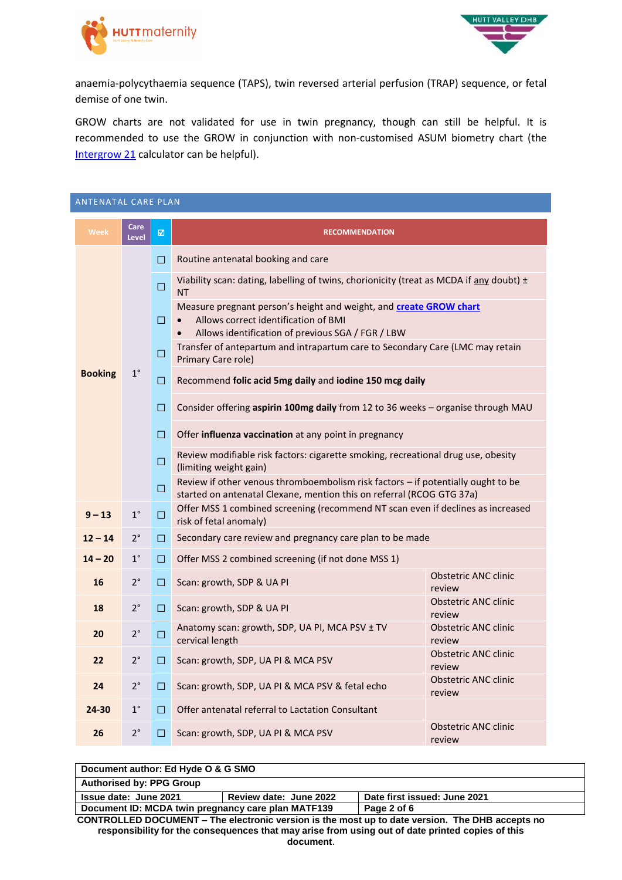anaemia-polycythaemia sequence (TAPS), twin reversed arterial perfusion (TRAP) sequence, or fetal demise of one twin.

GROW charts are not validated for use in twin pregnancy, though can still be helpful. It is recommended to use the GROW in conjunction with non-customised ASUM biometry chart (the Intergrow 21 calculator can be helpful).

## ANTENATAL CARE PLAN

| Week | Care Level | ☑ | RECOMMENDATION | |
|---|---|---|---|---|
| Booking | 1° | ☐ | Routine antenatal booking and care | |
| | | ☐ | Viability scan: dating, labelling of twins, chorionicity (treat as MCDA if any doubt) ± NT | |
| | | ☐ | Measure pregnant person's height and weight, and **create GROW chart**<br>• Allows correct identification of BMI<br>• Allows identification of previous SGA / FGR / LBW | |
| | | ☐ | Transfer of antepartum and intrapartum care to Secondary Care (LMC may retain Primary Care role) | |
| | | ☐ | Recommend **folic acid 5mg daily** and **iodine 150 mcg daily** | |
| | | ☐ | Consider offering **aspirin 100mg daily** from 12 to 36 weeks – organise through MAU | |
| | | ☐ | Offer **influenza vaccination** at any point in pregnancy | |
| | | ☐ | Review modifiable risk factors: cigarette smoking, recreational drug use, obesity (limiting weight gain) | |
| | | ☐ | Review if other venous thromboembolism risk factors – if potentially ought to be started on antenatal Clexane, mention this on referral (RCOG GTG 37a) | |
| **9 – 13** | 1° | ☐ | Offer MSS 1 combined screening (recommend NT scan even if declines as increased risk of fetal anomaly) | |
| **12 – 14** | 2° | ☐ | Secondary care review and pregnancy care plan to be made | |
| **14 – 20** | 1° | ☐ | Offer MSS 2 combined screening (if not done MSS 1) | |
| **16** | 2° | ☐ | Scan: growth, SDP & UA PI | Obstetric ANC clinic review |
| **18** | 2° | ☐ | Scan: growth, SDP & UA PI | Obstetric ANC clinic review |
| **20** | 2° | ☐ | Anatomy scan: growth, SDP, UA PI, MCA PSV ± TV cervical length | Obstetric ANC clinic review |
| **22** | 2° | ☐ | Scan: growth, SDP, UA PI & MCA PSV | Obstetric ANC clinic review |
| **24** | 2° | ☐ | Scan: growth, SDP, UA PI & MCA PSV & fetal echo | Obstetric ANC clinic review |
| **24-30** | 1° | ☐ | Offer antenatal referral to Lactation Consultant | |
| **26** | 2° | ☐ | Scan: growth, SDP, UA PI & MCA PSV | Obstetric ANC clinic review |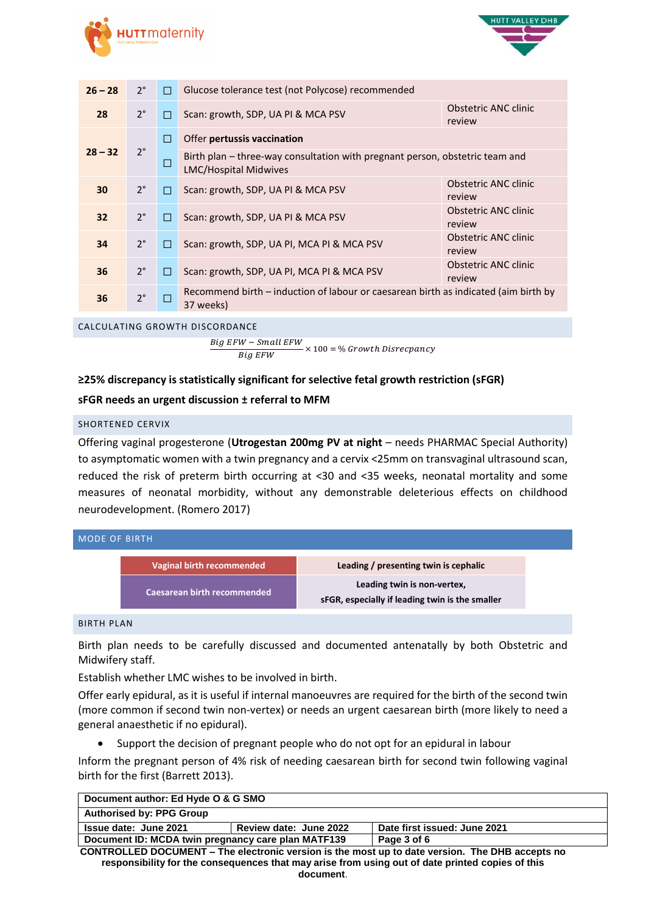| | | | | |
|---|---|---|---|---|
| **26 – 28** | 2° | ☐ | Glucose tolerance test (not Polycose) recommended | |
| **28** | 2° | ☐ | Scan: growth, SDP, UA PI & MCA PSV | Obstetric ANC clinic review |
| **28 – 32** | 2° | ☐ | Offer **pertussis vaccination** | |
| | | ☐ | Birth plan – three-way consultation with pregnant person, obstetric team and LMC/Hospital Midwives | |
| **30** | 2° | ☐ | Scan: growth, SDP, UA PI & MCA PSV | Obstetric ANC clinic review |
| **32** | 2° | ☐ | Scan: growth, SDP, UA PI & MCA PSV | Obstetric ANC clinic review |
| **34** | 2° | ☐ | Scan: growth, SDP, UA PI, MCA PI & MCA PSV | Obstetric ANC clinic review |
| **36** | 2° | ☐ | Scan: growth, SDP, UA PI, MCA PI & MCA PSV | Obstetric ANC clinic review |
| **36** | 2° | ☐ | Recommend birth – induction of labour or caesarean birth as indicated (aim birth by 37 weeks) | |

## CALCULATING GROWTH DISCORDANCE

$$\frac{Big\ EFW - Small\ EFW}{Big\ EFW} \times 100 = \%\ Growth\ Disrecpancy$$

**≥25% discrepancy is statistically significant for selective fetal growth restriction (sFGR)**

**sFGR needs an urgent discussion ± referral to MFM**

## SHORTENED CERVIX

Offering vaginal progesterone (**Utrogestan 200mg PV at night** – needs PHARMAC Special Authority) to asymptomatic women with a twin pregnancy and a cervix <25mm on transvaginal ultrasound scan, reduced the risk of preterm birth occurring at <30 and <35 weeks, neonatal mortality and some measures of neonatal morbidity, without any demonstrable deleterious effects on childhood neurodevelopment. (Romero 2017)

## MODE OF BIRTH

| | |
|---|---|
| **Vaginal birth recommended** | **Leading / presenting twin is cephalic** |
| **Caesarean birth recommended** | **Leading twin is non-vertex,**<br>**sFGR, especially if leading twin is the smaller** |

## BIRTH PLAN

Birth plan needs to be carefully discussed and documented antenatally by both Obstetric and Midwifery staff.

Establish whether LMC wishes to be involved in birth.

Offer early epidural, as it is useful if internal manoeuvres are required for the birth of the second twin (more common if second twin non-vertex) or needs an urgent caesarean birth (more likely to need a general anaesthetic if no epidural).

- Support the decision of pregnant people who do not opt for an epidural in labour

Inform the pregnant person of 4% risk of needing caesarean birth for second twin following vaginal birth for the first (Barrett 2013).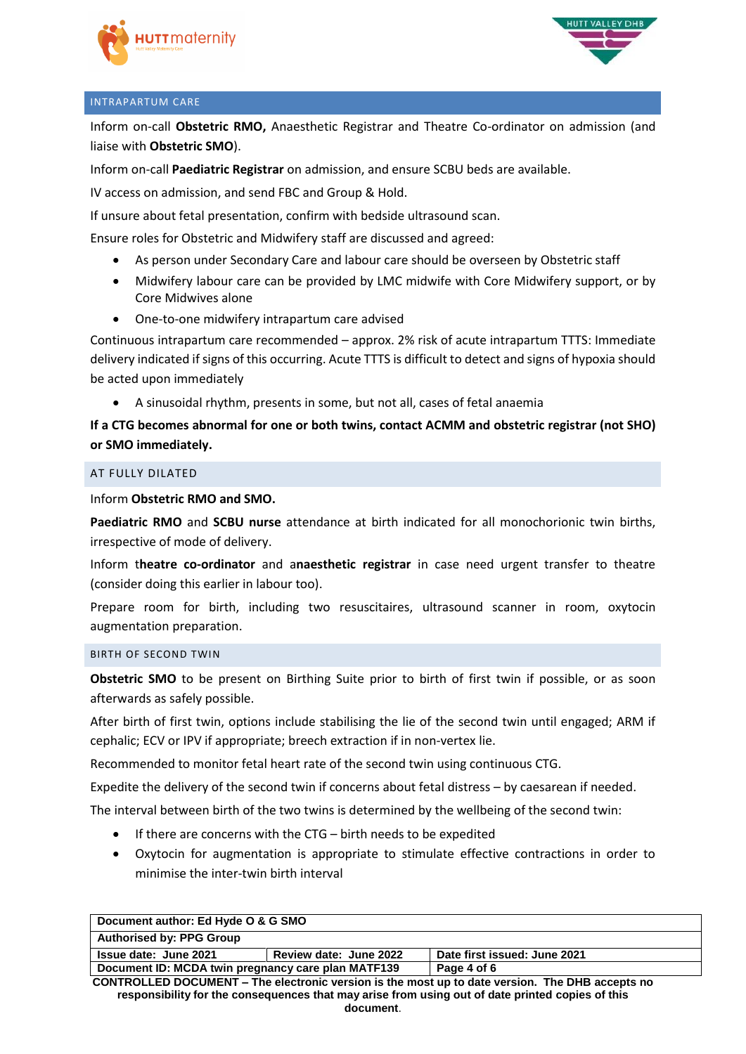## INTRAPARTUM CARE

Inform on-call **Obstetric RMO,** Anaesthetic Registrar and Theatre Co-ordinator on admission (and liaise with **Obstetric SMO**).

Inform on-call **Paediatric Registrar** on admission, and ensure SCBU beds are available.

IV access on admission, and send FBC and Group & Hold.

If unsure about fetal presentation, confirm with bedside ultrasound scan.

Ensure roles for Obstetric and Midwifery staff are discussed and agreed:

- As person under Secondary Care and labour care should be overseen by Obstetric staff
- Midwifery labour care can be provided by LMC midwife with Core Midwifery support, or by Core Midwives alone
- One-to-one midwifery intrapartum care advised

Continuous intrapartum care recommended – approx. 2% risk of acute intrapartum TTTS: Immediate delivery indicated if signs of this occurring. Acute TTTS is difficult to detect and signs of hypoxia should be acted upon immediately

- A sinusoidal rhythm, presents in some, but not all, cases of fetal anaemia

**If a CTG becomes abnormal for one or both twins, contact ACMM and obstetric registrar (not SHO) or SMO immediately.**

## AT FULLY DILATED

Inform **Obstetric RMO and SMO.**

**Paediatric RMO** and **SCBU nurse** attendance at birth indicated for all monochorionic twin births, irrespective of mode of delivery.

Inform t**heatre co-ordinator** and a**naesthetic registrar** in case need urgent transfer to theatre (consider doing this earlier in labour too).

Prepare room for birth, including two resuscitaires, ultrasound scanner in room, oxytocin augmentation preparation.

## BIRTH OF SECOND TWIN

**Obstetric SMO** to be present on Birthing Suite prior to birth of first twin if possible, or as soon afterwards as safely possible.

After birth of first twin, options include stabilising the lie of the second twin until engaged; ARM if cephalic; ECV or IPV if appropriate; breech extraction if in non-vertex lie.

Recommended to monitor fetal heart rate of the second twin using continuous CTG.

Expedite the delivery of the second twin if concerns about fetal distress – by caesarean if needed.

The interval between birth of the two twins is determined by the wellbeing of the second twin:

- If there are concerns with the CTG – birth needs to be expedited
- Oxytocin for augmentation is appropriate to stimulate effective contractions in order to minimise the inter-twin birth interval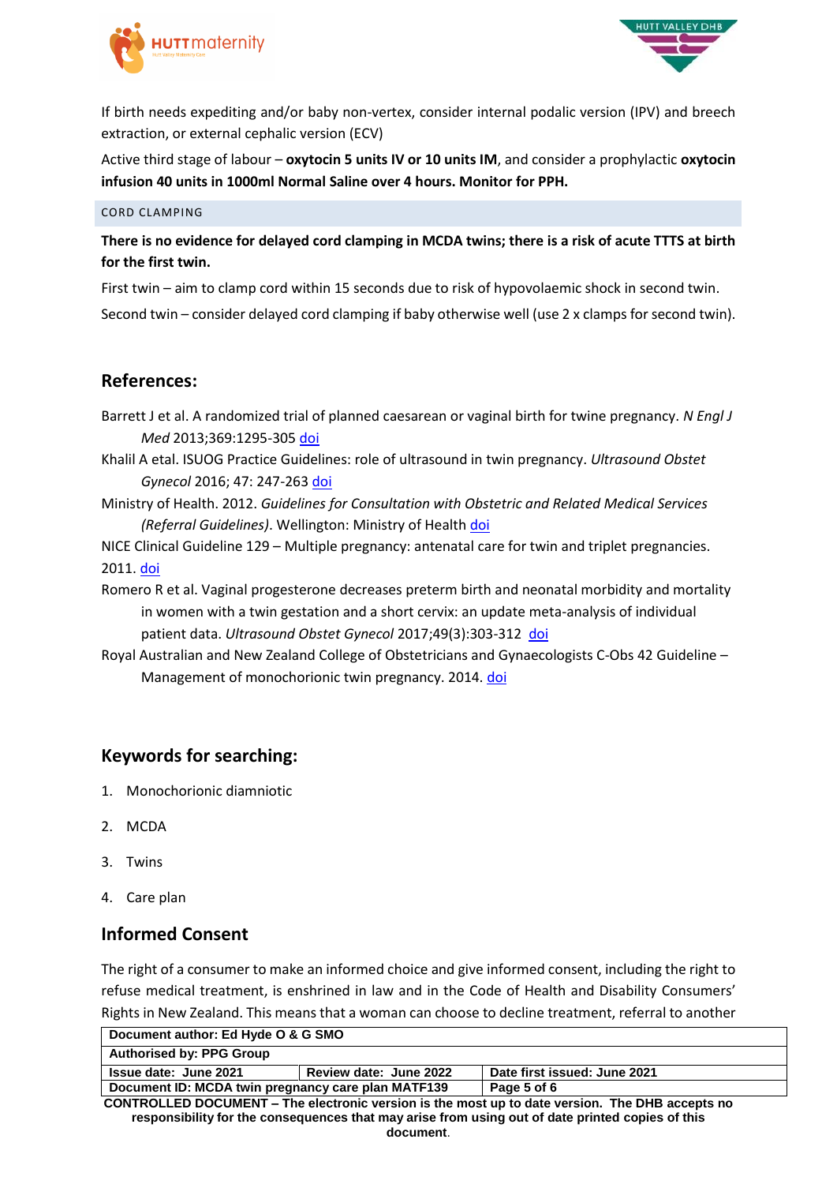If birth needs expediting and/or baby non-vertex, consider internal podalic version (IPV) and breech extraction, or external cephalic version (ECV)

Active third stage of labour – **oxytocin 5 units IV or 10 units IM**, and consider a prophylactic **oxytocin infusion 40 units in 1000ml Normal Saline over 4 hours. Monitor for PPH.**

### CORD CLAMPING

**There is no evidence for delayed cord clamping in MCDA twins; there is a risk of acute TTTS at birth for the first twin.**

First twin – aim to clamp cord within 15 seconds due to risk of hypovolaemic shock in second twin.

Second twin – consider delayed cord clamping if baby otherwise well (use 2 x clamps for second twin).

## References:

Barrett J et al. A randomized trial of planned caesarean or vaginal birth for twine pregnancy. *N Engl J Med* 2013;369:1295-305 doi

Khalil A etal. ISUOG Practice Guidelines: role of ultrasound in twin pregnancy. *Ultrasound Obstet Gynecol* 2016; 47: 247-263 doi

Ministry of Health. 2012. *Guidelines for Consultation with Obstetric and Related Medical Services (Referral Guidelines)*. Wellington: Ministry of Health doi

NICE Clinical Guideline 129 – Multiple pregnancy: antenatal care for twin and triplet pregnancies. 2011. doi

Romero R et al. Vaginal progesterone decreases preterm birth and neonatal morbidity and mortality in women with a twin gestation and a short cervix: an update meta-analysis of individual patient data. *Ultrasound Obstet Gynecol* 2017;49(3):303-312 doi

Royal Australian and New Zealand College of Obstetricians and Gynaecologists C-Obs 42 Guideline – Management of monochorionic twin pregnancy. 2014. doi

## Keywords for searching:

1. Monochorionic diamniotic
2. MCDA
3. Twins
4. Care plan

## Informed Consent

The right of a consumer to make an informed choice and give informed consent, including the right to refuse medical treatment, is enshrined in law and in the Code of Health and Disability Consumers' Rights in New Zealand. This means that a woman can choose to decline treatment, referral to another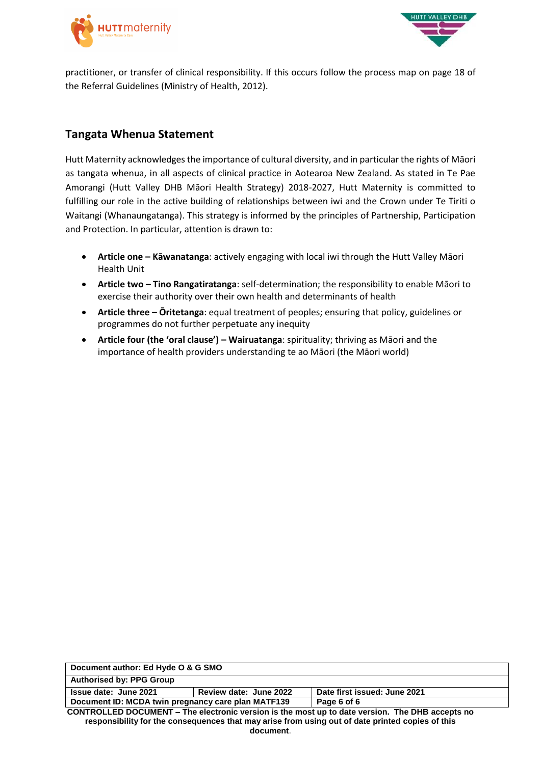practitioner, or transfer of clinical responsibility. If this occurs follow the process map on page 18 of the Referral Guidelines (Ministry of Health, 2012).

## Tangata Whenua Statement

Hutt Maternity acknowledges the importance of cultural diversity, and in particular the rights of Māori as tangata whenua, in all aspects of clinical practice in Aotearoa New Zealand. As stated in Te Pae Amorangi (Hutt Valley DHB Māori Health Strategy) 2018-2027, Hutt Maternity is committed to fulfilling our role in the active building of relationships between iwi and the Crown under Te Tiriti o Waitangi (Whanaungatanga). This strategy is informed by the principles of Partnership, Participation and Protection. In particular, attention is drawn to:

- **Article one – Kāwanatanga**: actively engaging with local iwi through the Hutt Valley Māori Health Unit
- **Article two – Tino Rangatiratanga**: self-determination; the responsibility to enable Māori to exercise their authority over their own health and determinants of health
- **Article three – Ōritetanga**: equal treatment of peoples; ensuring that policy, guidelines or programmes do not further perpetuate any inequity
- **Article four (the 'oral clause') – Wairuatanga**: spirituality; thriving as Māori and the importance of health providers understanding te ao Māori (the Māori world)

| | | |
|---|---|---|
| **Document author: Ed Hyde O & G SMO** | | |
| **Authorised by: PPG Group** | | |
| **Issue date: June 2021** | **Review date: June 2022** | **Date first issued: June 2021** |
| **Document ID: MCDA twin pregnancy care plan MATF139** | | |

**CONTROLLED DOCUMENT – The electronic version is the most up to date version. The DHB accepts no responsibility for the consequences that may arise from using out of date printed copies of this document.**